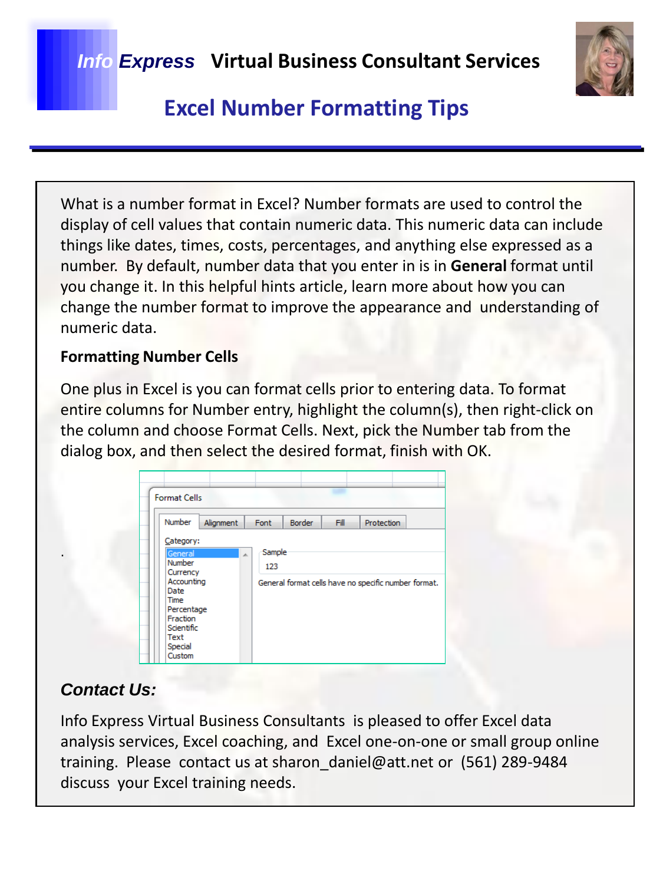# *Info Express* Virtual Business Consultant Services

## Excel Number Formatting Tips

What is a number format in Excel? Number formats are used to control the display of cell values that contain numeric data. This numeric data can include things like dates, times, costs, percentages, and anything else expressed as a number. By default, number data that you enter in is in **General** format until you change it. In this helpful hints article, learn more about how you can change the number format to improve the appearance and understanding of numeric data.

**Formatting Number Cells**

One plus in Excel is you can format cells prior to entering data. To format entire columns for Number entry, highlight the column(s), then right-click on the column and choose Format Cells. Next, pick the Number tab from the dialog box, and then select the desired format, finish with OK.

.

### *Contact Us:*

Info Express Virtual Business Consultants is pleased to offer Excel data analysis services, Excel coaching, and Excel one-on-one or small group online training. Please contact us at sharon_daniel@att.net or (561) 289-9484 discuss your Excel training needs.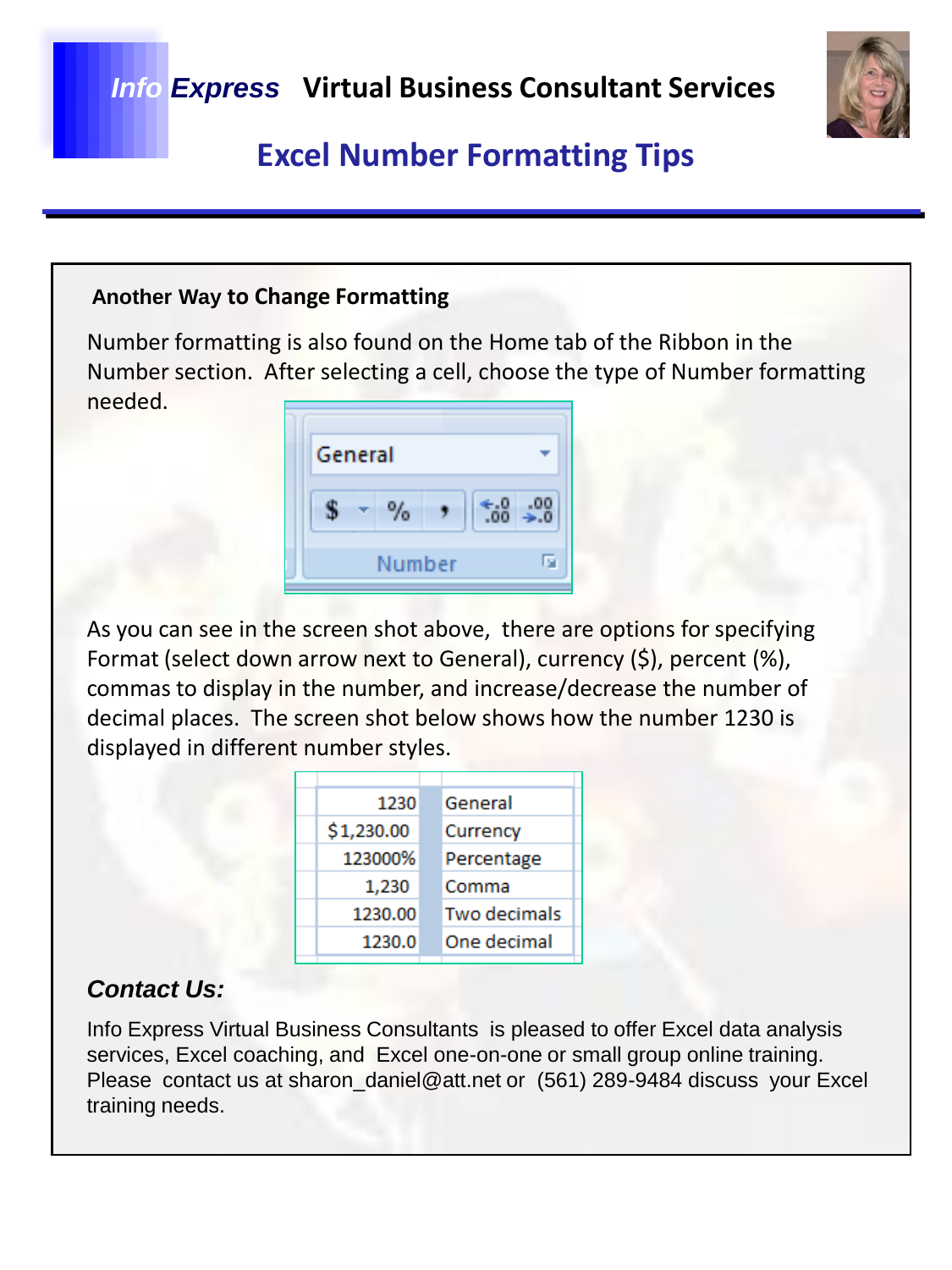*Info Express* **Virtual Business Consultant Services**

## Excel Number Formatting Tips

### Another Way to Change Formatting

Number formatting is also found on the Home tab of the Ribbon in the Number section. After selecting a cell, choose the type of Number formatting needed.

As you can see in the screen shot above, there are options for specifying Format (select down arrow next to General), currency ($), percent (%), commas to display in the number, and increase/decrease the number of decimal places. The screen shot below shows how the number 1230 is displayed in different number styles.

| | |
|---|---|
| 1230 | General |
| $1,230.00 | Currency |
| 123000% | Percentage |
| 1,230 | Comma |
| 1230.00 | Two decimals |
| 1230.0 | One decimal |

### *Contact Us:*

Info Express Virtual Business Consultants is pleased to offer Excel data analysis services, Excel coaching, and Excel one-on-one or small group online training. Please contact us at sharon_daniel@att.net or (561) 289-9484 discuss your Excel training needs.